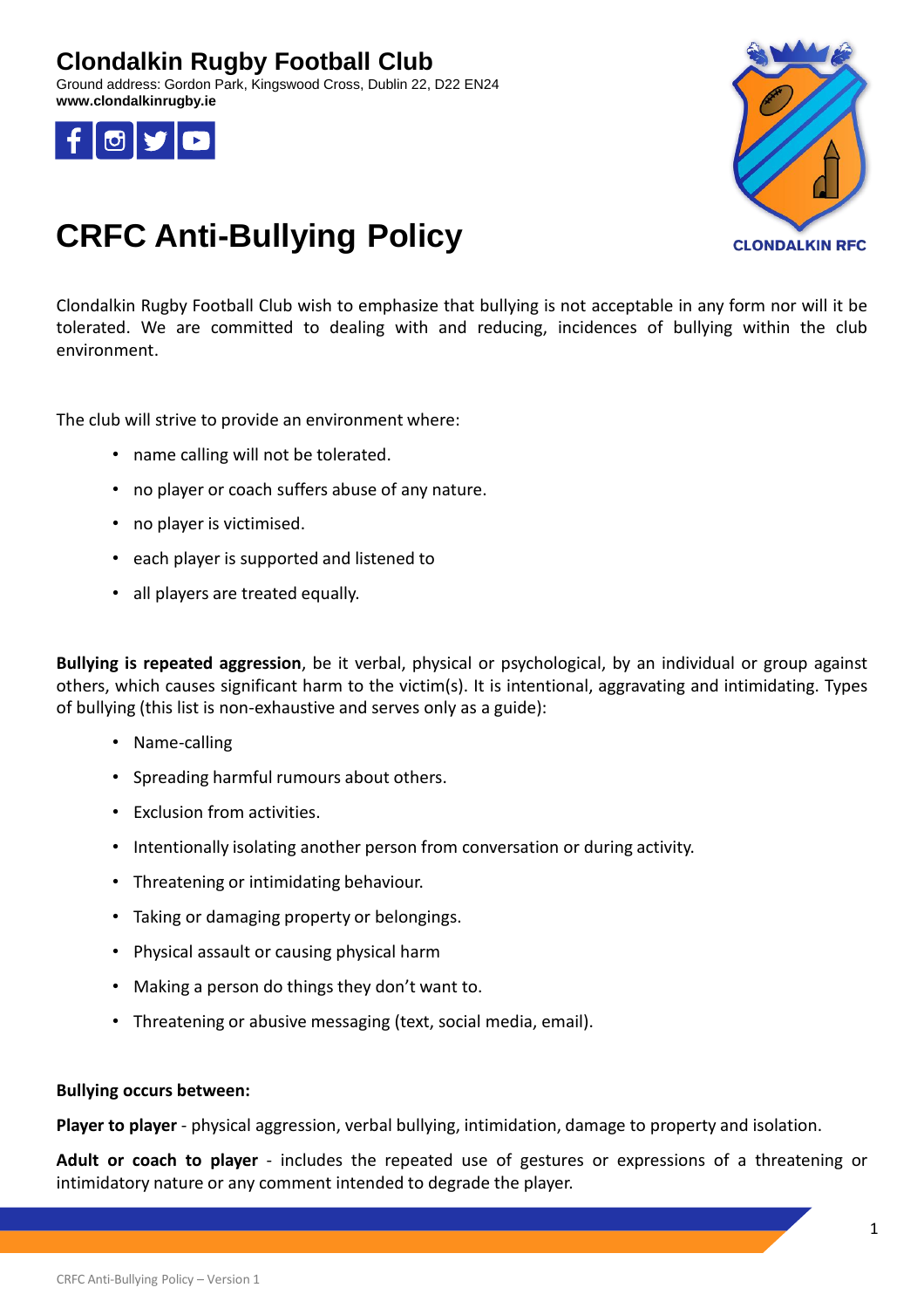**Clondalkin Rugby Football Club**

Ground address: Gordon Park, Kingswood Cross, Dublin 22, D22 EN24

**www.clondalkinrugby.ie**

CLONDALKIN RFC

# CRFC Anti-Bullying Policy

Clondalkin Rugby Football Club wish to emphasize that bullying is not acceptable in any form nor will it be tolerated. We are committed to dealing with and reducing, incidences of bullying within the club environment.

The club will strive to provide an environment where:

- name calling will not be tolerated.
- no player or coach suffers abuse of any nature.
- no player is victimised.
- each player is supported and listened to
- all players are treated equally.

**Bullying is repeated aggression**, be it verbal, physical or psychological, by an individual or group against others, which causes significant harm to the victim(s). It is intentional, aggravating and intimidating. Types of bullying (this list is non-exhaustive and serves only as a guide):

- Name-calling
- Spreading harmful rumours about others.
- Exclusion from activities.
- Intentionally isolating another person from conversation or during activity.
- Threatening or intimidating behaviour.
- Taking or damaging property or belongings.
- Physical assault or causing physical harm
- Making a person do things they don't want to.
- Threatening or abusive messaging (text, social media, email).

**Bullying occurs between:**

**Player to player** - physical aggression, verbal bullying, intimidation, damage to property and isolation.

**Adult or coach to player** - includes the repeated use of gestures or expressions of a threatening or intimidatory nature or any comment intended to degrade the player.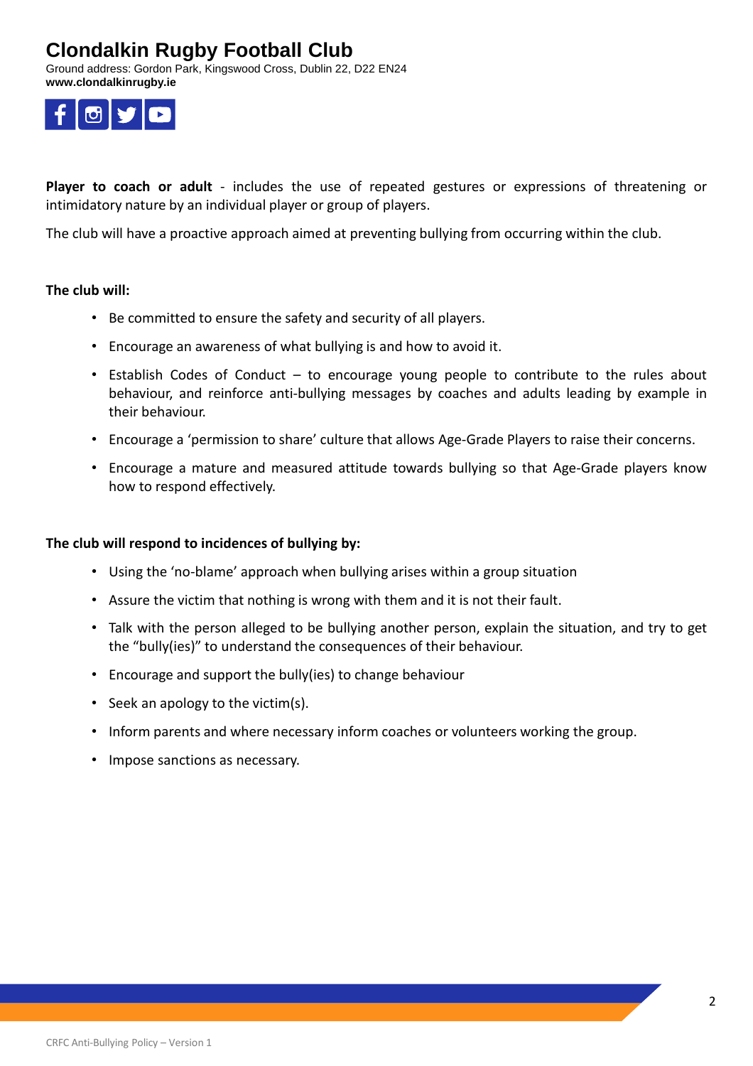**Player to coach or adult** - includes the use of repeated gestures or expressions of threatening or intimidatory nature by an individual player or group of players.

The club will have a proactive approach aimed at preventing bullying from occurring within the club.

**The club will:**

- Be committed to ensure the safety and security of all players.
- Encourage an awareness of what bullying is and how to avoid it.
- Establish Codes of Conduct – to encourage young people to contribute to the rules about behaviour, and reinforce anti-bullying messages by coaches and adults leading by example in their behaviour.
- Encourage a 'permission to share' culture that allows Age-Grade Players to raise their concerns.
- Encourage a mature and measured attitude towards bullying so that Age-Grade players know how to respond effectively.

**The club will respond to incidences of bullying by:**

- Using the 'no-blame' approach when bullying arises within a group situation
- Assure the victim that nothing is wrong with them and it is not their fault.
- Talk with the person alleged to be bullying another person, explain the situation, and try to get the "bully(ies)" to understand the consequences of their behaviour.
- Encourage and support the bully(ies) to change behaviour
- Seek an apology to the victim(s).
- Inform parents and where necessary inform coaches or volunteers working the group.
- Impose sanctions as necessary.